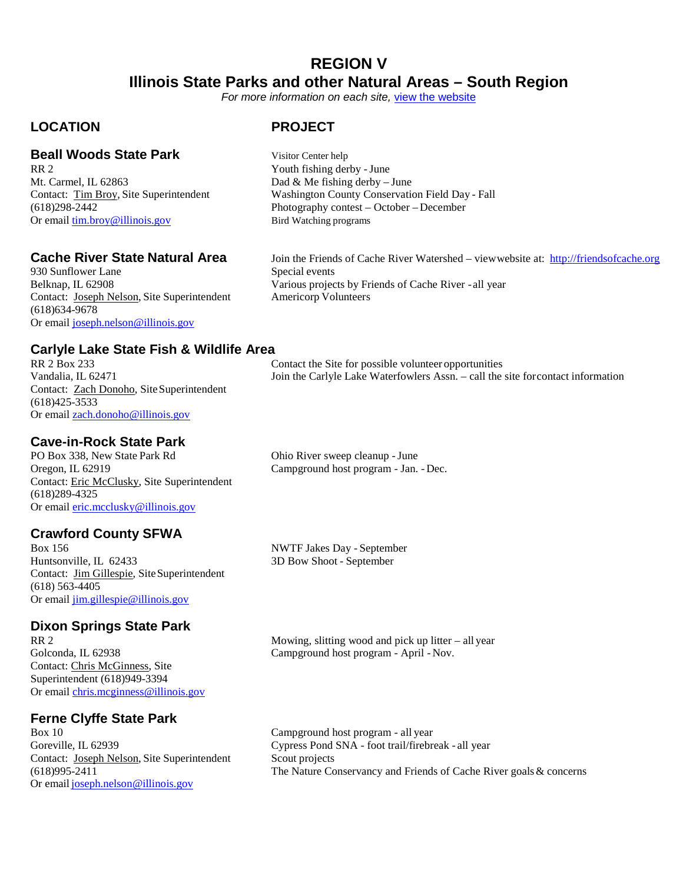# REGION V

## Illinois State Parks and other Natural Areas – South Region

*For more information on each site,* [view the website]()

| LOCATION | PROJECT |
|---|---|

### Beall Woods State Park

RR 2
Mt. Carmel, IL 62863
Contact: Tim Broy, Site Superintendent
(618)298-2442
Or email tim.broy@illinois.gov

- Visitor Center help
- Youth fishing derby - June
- Dad & Me fishing derby – June
- Washington County Conservation Field Day - Fall
- Photography contest – October – December
- Bird Watching programs

### Cache River State Natural Area

930 Sunflower Lane
Belknap, IL 62908
Contact: Joseph Nelson, Site Superintendent
(618)634-9678
Or email joseph.nelson@illinois.gov

- Join the Friends of Cache River Watershed – view website at: http://friendsofcache.org
- Special events
- Various projects by Friends of Cache River - all year
- Americorp Volunteers

### Carlyle Lake State Fish & Wildlife Area

RR 2 Box 233
Vandalia, IL 62471
Contact: Zach Donoho, Site Superintendent
(618)425-3533
Or email zach.donoho@illinois.gov

- Contact the Site for possible volunteer opportunities
- Join the Carlyle Lake Waterfowlers Assn. – call the site for contact information

### Cave-in-Rock State Park

PO Box 338, New State Park Rd
Oregon, IL 62919
Contact: Eric McClusky, Site Superintendent
(618)289-4325
Or email eric.mcclusky@illinois.gov

- Ohio River sweep cleanup - June
- Campground host program - Jan. - Dec.

### Crawford County SFWA

Box 156
Huntsonville, IL 62433
Contact: Jim Gillespie, Site Superintendent
(618) 563-4405
Or email jim.gillespie@illinois.gov

- NWTF Jakes Day - September
- 3D Bow Shoot - September

### Dixon Springs State Park

RR 2
Golconda, IL 62938
Contact: Chris McGinness, Site Superintendent (618)949-3394
Or email chris.mcginness@illinois.gov

- Mowing, slitting wood and pick up litter – all year
- Campground host program - April - Nov.

### Ferne Clyffe State Park

Box 10
Goreville, IL 62939
Contact: Joseph Nelson, Site Superintendent
(618)995-2411
Or email joseph.nelson@illinois.gov

- Campground host program - all year
- Cypress Pond SNA - foot trail/firebreak - all year
- Scout projects
- The Nature Conservancy and Friends of Cache River goals & concerns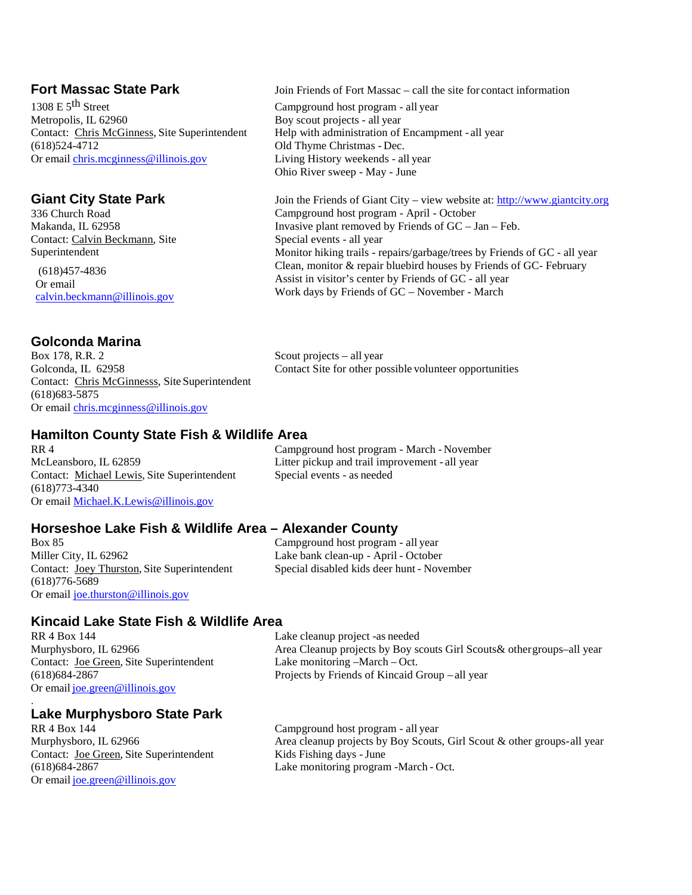## Fort Massac State Park

1308 E 5th Street
Metropolis, IL 62960
Contact: Chris McGinness, Site Superintendent
(618)524-4712
Or email chris.mcginness@illinois.gov

Join Friends of Fort Massac – call the site for contact information
Campground host program - all year
Boy scout projects - all year
Help with administration of Encampment - all year
Old Thyme Christmas - Dec.
Living History weekends - all year
Ohio River sweep - May - June

## Giant City State Park

336 Church Road
Makanda, IL 62958
Contact: Calvin Beckmann, Site Superintendent
(618)457-4836
Or email calvin.beckmann@illinois.gov

Join the Friends of Giant City – view website at: http://www.giantcity.org
Campground host program - April - October
Invasive plant removed by Friends of GC – Jan – Feb.
Special events - all year
Monitor hiking trails - repairs/garbage/trees by Friends of GC - all year
Clean, monitor & repair bluebird houses by Friends of GC- February
Assist in visitor's center by Friends of GC - all year
Work days by Friends of GC – November - March

## Golconda Marina

Box 178, R.R. 2
Golconda, IL 62958
Contact: Chris McGinnesss, Site Superintendent
(618)683-5875
Or email chris.mcginness@illinois.gov

Scout projects – all year
Contact Site for other possible volunteer opportunities

## Hamilton County State Fish & Wildlife Area

RR 4
McLeansboro, IL 62859
Contact: Michael Lewis, Site Superintendent
(618)773-4340
Or email Michael.K.Lewis@illinois.gov

Campground host program - March - November
Litter pickup and trail improvement - all year
Special events - as needed

## Horseshoe Lake Fish & Wildlife Area – Alexander County

Box 85
Miller City, IL 62962
Contact: Joey Thurston, Site Superintendent
(618)776-5689
Or email joe.thurston@illinois.gov

Campground host program - all year
Lake bank clean-up - April - October
Special disabled kids deer hunt - November

## Kincaid Lake State Fish & Wildlife Area

RR 4 Box 144
Murphysboro, IL 62966
Contact: Joe Green, Site Superintendent
(618)684-2867
Or email joe.green@illinois.gov

Lake cleanup project -as needed
Area Cleanup projects by Boy scouts Girl Scouts& other groups–all year
Lake monitoring –March – Oct.
Projects by Friends of Kincaid Group – all year

## Lake Murphysboro State Park

RR 4 Box 144
Murphysboro, IL 62966
Contact: Joe Green, Site Superintendent
(618)684-2867
Or email joe.green@illinois.gov

Campground host program - all year
Area cleanup projects by Boy Scouts, Girl Scout & other groups- all year
Kids Fishing days - June
Lake monitoring program -March - Oct.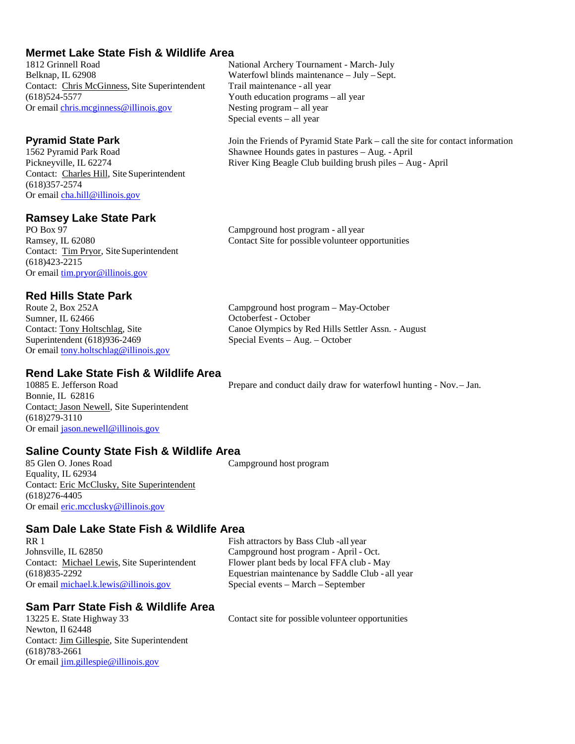## Mermet Lake State Fish & Wildlife Area

1812 Grinnell Road
Belknap, IL 62908
Contact: Chris McGinness, Site Superintendent
(618)524-5577
Or email chris.mcginness@illinois.gov

National Archery Tournament - March- July
Waterfowl blinds maintenance – July – Sept.
Trail maintenance - all year
Youth education programs – all year
Nesting program – all year
Special events – all year

## Pyramid State Park

1562 Pyramid Park Road
Pickneyville, IL 62274
Contact: Charles Hill, Site Superintendent
(618)357-2574
Or email cha.hill@illinois.gov

Join the Friends of Pyramid State Park – call the site for contact information
Shawnee Hounds gates in pastures – Aug. - April
River King Beagle Club building brush piles – Aug - April

## Ramsey Lake State Park

PO Box 97
Ramsey, IL 62080
Contact: Tim Pryor, Site Superintendent
(618)423-2215
Or email tim.pryor@illinois.gov

Campground host program - all year
Contact Site for possible volunteer opportunities

## Red Hills State Park

Route 2, Box 252A
Sumner, IL 62466
Contact: Tony Holtschlag, Site Superintendent (618)936-2469
Or email tony.holtschlag@illinois.gov

Campground host program – May-October
Octoberfest - October
Canoe Olympics by Red Hills Settler Assn. - August
Special Events – Aug. – October

## Rend Lake State Fish & Wildlife Area

10885 E. Jefferson Road
Bonnie, IL 62816
Contact: Jason Newell, Site Superintendent
(618)279-3110
Or email jason.newell@illinois.gov

Prepare and conduct daily draw for waterfowl hunting - Nov. – Jan.

## Saline County State Fish & Wildlife Area

85 Glen O. Jones Road
Equality, IL 62934
Contact: Eric McClusky, Site Superintendent
(618)276-4405
Or email eric.mcclusky@illinois.gov

Campground host program

## Sam Dale Lake State Fish & Wildlife Area

RR 1
Johnsville, IL 62850
Contact: Michael Lewis, Site Superintendent
(618)835-2292
Or email michael.k.lewis@illinois.gov

Fish attractors by Bass Club -all year
Campground host program - April - Oct.
Flower plant beds by local FFA club - May
Equestrian maintenance by Saddle Club - all year
Special events – March – September

## Sam Parr State Fish & Wildlife Area

13225 E. State Highway 33
Newton, Il 62448
Contact: Jim Gillespie, Site Superintendent
(618)783-2661
Or email jim.gillespie@illinois.gov

Contact site for possible volunteer opportunities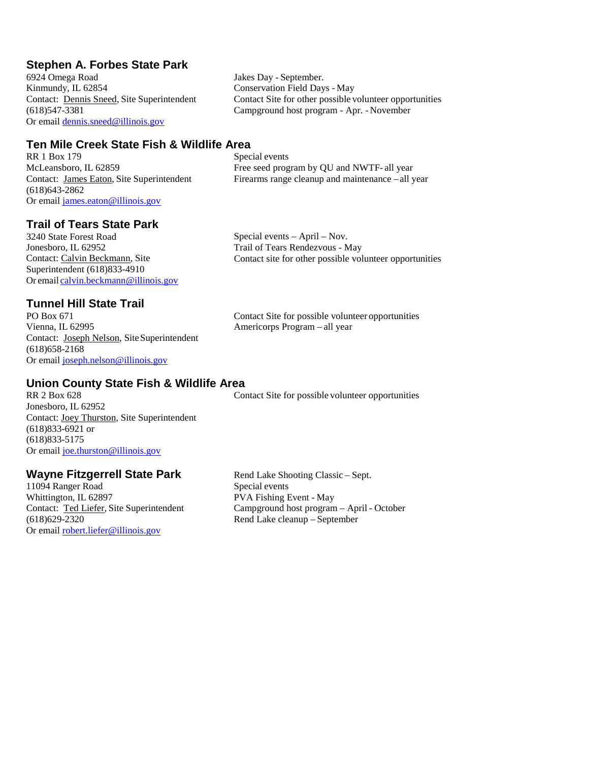## Stephen A. Forbes State Park

6924 Omega Road
Kinmundy, IL 62854
Contact: Dennis Sneed, Site Superintendent
(618)547-3381
Or email dennis.sneed@illinois.gov

Jakes Day - September.
Conservation Field Days - May
Contact Site for other possible volunteer opportunities
Campground host program - Apr. - November

## Ten Mile Creek State Fish & Wildlife Area

RR 1 Box 179
McLeansboro, IL 62859
Contact: James Eaton, Site Superintendent
(618)643-2862
Or email james.eaton@illinois.gov

Special events
Free seed program by QU and NWTF- all year
Firearms range cleanup and maintenance – all year

## Trail of Tears State Park

3240 State Forest Road
Jonesboro, IL 62952
Contact: Calvin Beckmann, Site Superintendent (618)833-4910
Or email calvin.beckmann@illinois.gov

Special events – April – Nov.
Trail of Tears Rendezvous - May
Contact site for other possible volunteer opportunities

## Tunnel Hill State Trail

PO Box 671
Vienna, IL 62995
Contact: Joseph Nelson, Site Superintendent
(618)658-2168
Or email joseph.nelson@illinois.gov

Contact Site for possible volunteer opportunities
Americorps Program – all year

## Union County State Fish & Wildlife Area

RR 2 Box 628
Jonesboro, IL 62952
Contact: Joey Thurston, Site Superintendent
(618)833-6921 or
(618)833-5175
Or email joe.thurston@illinois.gov

Contact Site for possible volunteer opportunities

## Wayne Fitzgerrell State Park

11094 Ranger Road
Whittington, IL 62897
Contact: Ted Liefer, Site Superintendent
(618)629-2320
Or email robert.liefer@illinois.gov

Rend Lake Shooting Classic – Sept.
Special events
PVA Fishing Event - May
Campground host program – April - October
Rend Lake cleanup – September